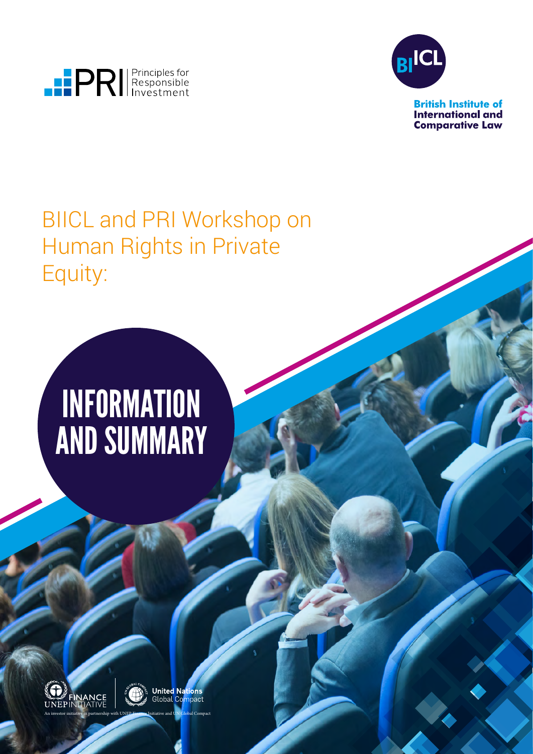PRI Principles for Responsible Investment

British Institute of International and Comparative Law

# BIICL and PRI Workshop on Human Rights in Private Equity:

# INFORMATION AND SUMMARY

An investor initiative in partnership with UNEP Finance Initiative and UN Global Compact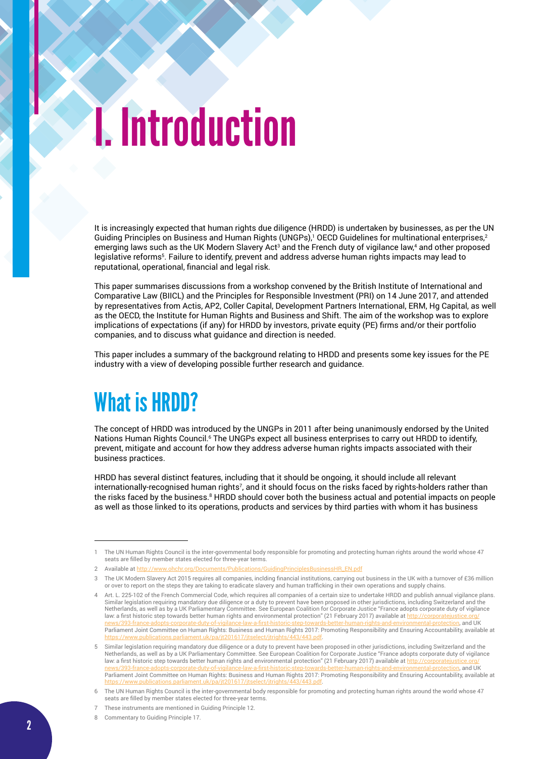# I. Introduction

It is increasingly expected that human rights due diligence (HRDD) is undertaken by businesses, as per the UN Guiding Principles on Business and Human Rights (UNGPs),[1] OECD Guidelines for multinational enterprises,[2] emerging laws such as the UK Modern Slavery Act[3] and the French duty of vigilance law,[4] and other proposed legislative reforms[5]. Failure to identify, prevent and address adverse human rights impacts may lead to reputational, operational, financial and legal risk.

This paper summarises discussions from a workshop convened by the British Institute of International and Comparative Law (BIICL) and the Principles for Responsible Investment (PRI) on 14 June 2017, and attended by representatives from Actis, AP2, Coller Capital, Development Partners International, ERM, Hg Capital, as well as the OECD, the Institute for Human Rights and Business and Shift. The aim of the workshop was to explore implications of expectations (if any) for HRDD by investors, private equity (PE) firms and/or their portfolio companies, and to discuss what guidance and direction is needed.

This paper includes a summary of the background relating to HRDD and presents some key issues for the PE industry with a view of developing possible further research and guidance.

## What is HRDD?

The concept of HRDD was introduced by the UNGPs in 2011 after being unanimously endorsed by the United Nations Human Rights Council.[6] The UNGPs expect all business enterprises to carry out HRDD to identify, prevent, mitigate and account for how they address adverse human rights impacts associated with their business practices.

HRDD has several distinct features, including that it should be ongoing, it should include all relevant internationally-recognised human rights[7], and it should focus on the risks faced by rights-holders rather than the risks faced by the business.[8] HRDD should cover both the business actual and potential impacts on people as well as those linked to its operations, products and services by third parties with whom it has business

---

1 The UN Human Rights Council is the inter-governmental body responsible for promoting and protecting human rights around the world whose 47 seats are filled by member states elected for three-year terms.

2 Available at http://www.ohchr.org/Documents/Publications/GuidingPrinciplesBusinessHR_EN.pdf

3 The UK Modern Slavery Act 2015 requires all companies, inclding financial institutions, carrying out business in the UK with a turnover of £36 million or over to report on the steps they are taking to eradicate slavery and human trafficking in their own operations and supply chains.

4 Art. L. 225-102 of the French Commercial Code, which requires all companies of a certain size to undertake HRDD and publish annual vigilance plans. Similar legislation requiring mandatory due diligence or a duty to prevent have been proposed in other jurisdictions, including Switzerland and the Netherlands, as well as by a UK Parliamentary Committee. See European Coalition for Corporate Justice "France adopts corporate duty of vigilance law: a first historic step towards better human rights and environmental protection" (21 February 2017) available at http://corporatejustice.org/news/393-france-adopts-corporate-duty-of-vigilance-law-a-first-historic-step-towards-better-human-rights-and-environmental-protection, and UK Parliament Joint Committee on Human Rights: Business and Human Rights 2017: Promoting Responsibility and Ensuring Accountability, available at https://www.publications.parliament.uk/pa/jt201617/jtselect/jtrights/443/443.pdf.

5 Similar legislation requiring mandatory due diligence or a duty to prevent have been proposed in other jurisdictions, including Switzerland and the Netherlands, as well as by a UK Parliamentary Committee. See European Coalition for Corporate Justice "France adopts corporate duty of vigilance law: a first historic step towards better human rights and environmental protection" (21 February 2017) available at http://corporatejustice.org/news/393-france-adopts-corporate-duty-of-vigilance-law-a-first-historic-step-towards-better-human-rights-and-environmental-protection, and UK Parliament Joint Committee on Human Rights: Business and Human Rights 2017: Promoting Responsibility and Ensuring Accountability, available at https://www.publications.parliament.uk/pa/jt201617/jtselect/jtrights/443/443.pdf.

6 The UN Human Rights Council is the inter-governmental body responsible for promoting and protecting human rights around the world whose 47 seats are filled by member states elected for three-year terms.

7 These instruments are mentioned in Guiding Principle 12.

8 Commentary to Guiding Principle 17.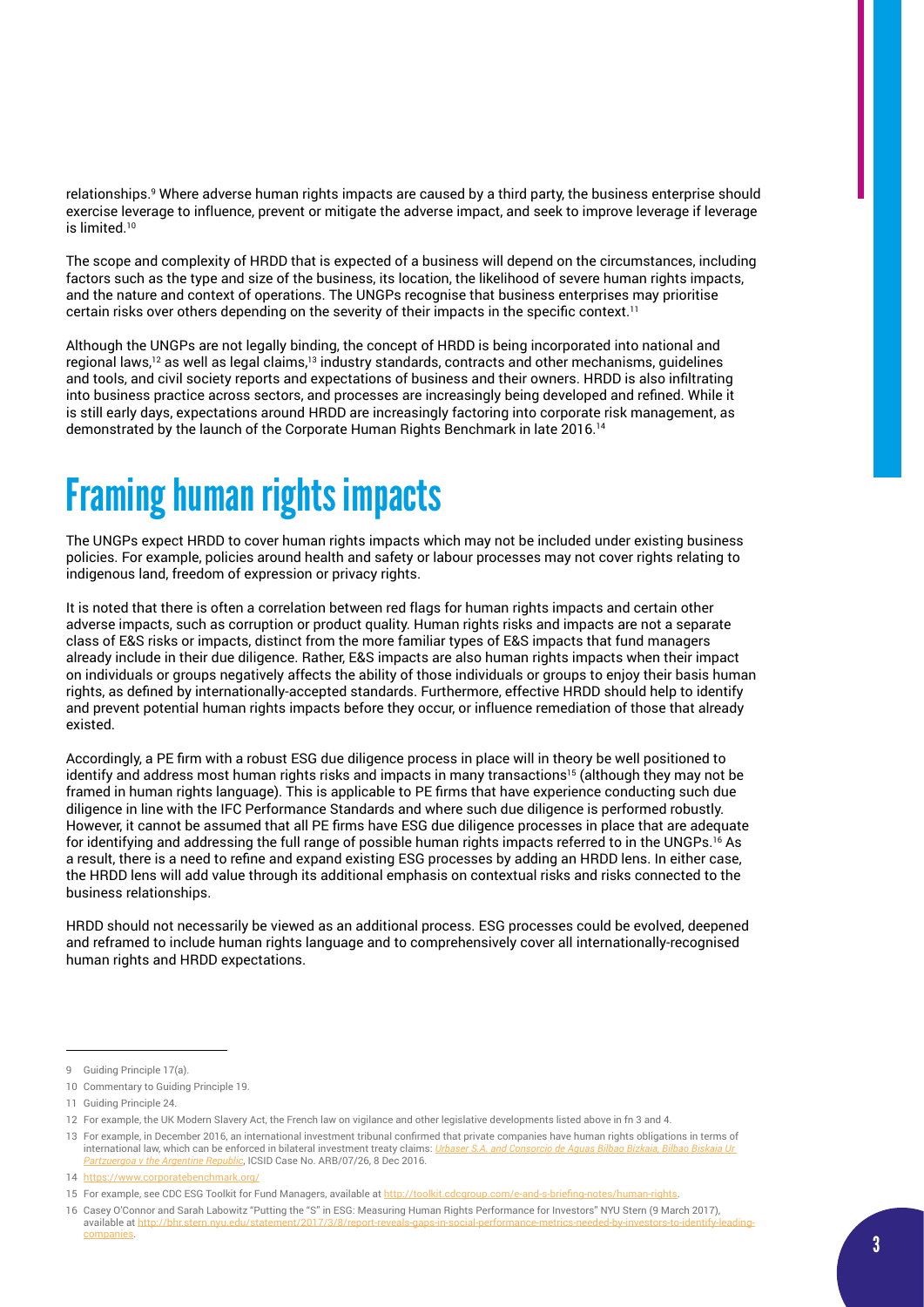relationships.[9] Where adverse human rights impacts are caused by a third party, the business enterprise should exercise leverage to influence, prevent or mitigate the adverse impact, and seek to improve leverage if leverage is limited.[10]

The scope and complexity of HRDD that is expected of a business will depend on the circumstances, including factors such as the type and size of the business, its location, the likelihood of severe human rights impacts, and the nature and context of operations. The UNGPs recognise that business enterprises may prioritise certain risks over others depending on the severity of their impacts in the specific context.[11]

Although the UNGPs are not legally binding, the concept of HRDD is being incorporated into national and regional laws,[12] as well as legal claims,[13] industry standards, contracts and other mechanisms, guidelines and tools, and civil society reports and expectations of business and their owners. HRDD is also infiltrating into business practice across sectors, and processes are increasingly being developed and refined. While it is still early days, expectations around HRDD are increasingly factoring into corporate risk management, as demonstrated by the launch of the Corporate Human Rights Benchmark in late 2016.[14]

# Framing human rights impacts

The UNGPs expect HRDD to cover human rights impacts which may not be included under existing business policies. For example, policies around health and safety or labour processes may not cover rights relating to indigenous land, freedom of expression or privacy rights.

It is noted that there is often a correlation between red flags for human rights impacts and certain other adverse impacts, such as corruption or product quality. Human rights risks and impacts are not a separate class of E&S risks or impacts, distinct from the more familiar types of E&S impacts that fund managers already include in their due diligence. Rather, E&S impacts are also human rights impacts when their impact on individuals or groups negatively affects the ability of those individuals or groups to enjoy their basis human rights, as defined by internationally-accepted standards. Furthermore, effective HRDD should help to identify and prevent potential human rights impacts before they occur, or influence remediation of those that already existed.

Accordingly, a PE firm with a robust ESG due diligence process in place will in theory be well positioned to identify and address most human rights risks and impacts in many transactions[15] (although they may not be framed in human rights language). This is applicable to PE firms that have experience conducting such due diligence in line with the IFC Performance Standards and where such due diligence is performed robustly. However, it cannot be assumed that all PE firms have ESG due diligence processes in place that are adequate for identifying and addressing the full range of possible human rights impacts referred to in the UNGPs.[16] As a result, there is a need to refine and expand existing ESG processes by adding an HRDD lens. In either case, the HRDD lens will add value through its additional emphasis on contextual risks and risks connected to the business relationships.

HRDD should not necessarily be viewed as an additional process. ESG processes could be evolved, deepened and reframed to include human rights language and to comprehensively cover all internationally-recognised human rights and HRDD expectations.

---

9 Guiding Principle 17(a).

10 Commentary to Guiding Principle 19.

11 Guiding Principle 24.

12 For example, the UK Modern Slavery Act, the French law on vigilance and other legislative developments listed above in fn 3 and 4.

13 For example, in December 2016, an international investment tribunal confirmed that private companies have human rights obligations in terms of international law, which can be enforced in bilateral investment treaty claims: *Urbaser S.A. and Consorcio de Aguas Bilbao Bizkaia, Bilbao Biskaia Ur Partzuergoa v the Argentine Republic*, ICSID Case No. ARB/07/26, 8 Dec 2016.

14 https://www.corporatebenchmark.org/

15 For example, see CDC ESG Toolkit for Fund Managers, available at http://toolkit.cdcgroup.com/e-and-s-briefing-notes/human-rights.

16 Casey O'Connor and Sarah Labowitz "Putting the "S" in ESG: Measuring Human Rights Performance for Investors" NYU Stern (9 March 2017), available at http://bhr.stern.nyu.edu/statement/2017/3/8/report-reveals-gaps-in-social-performance-metrics-needed-by-investors-to-identify-leading-companies.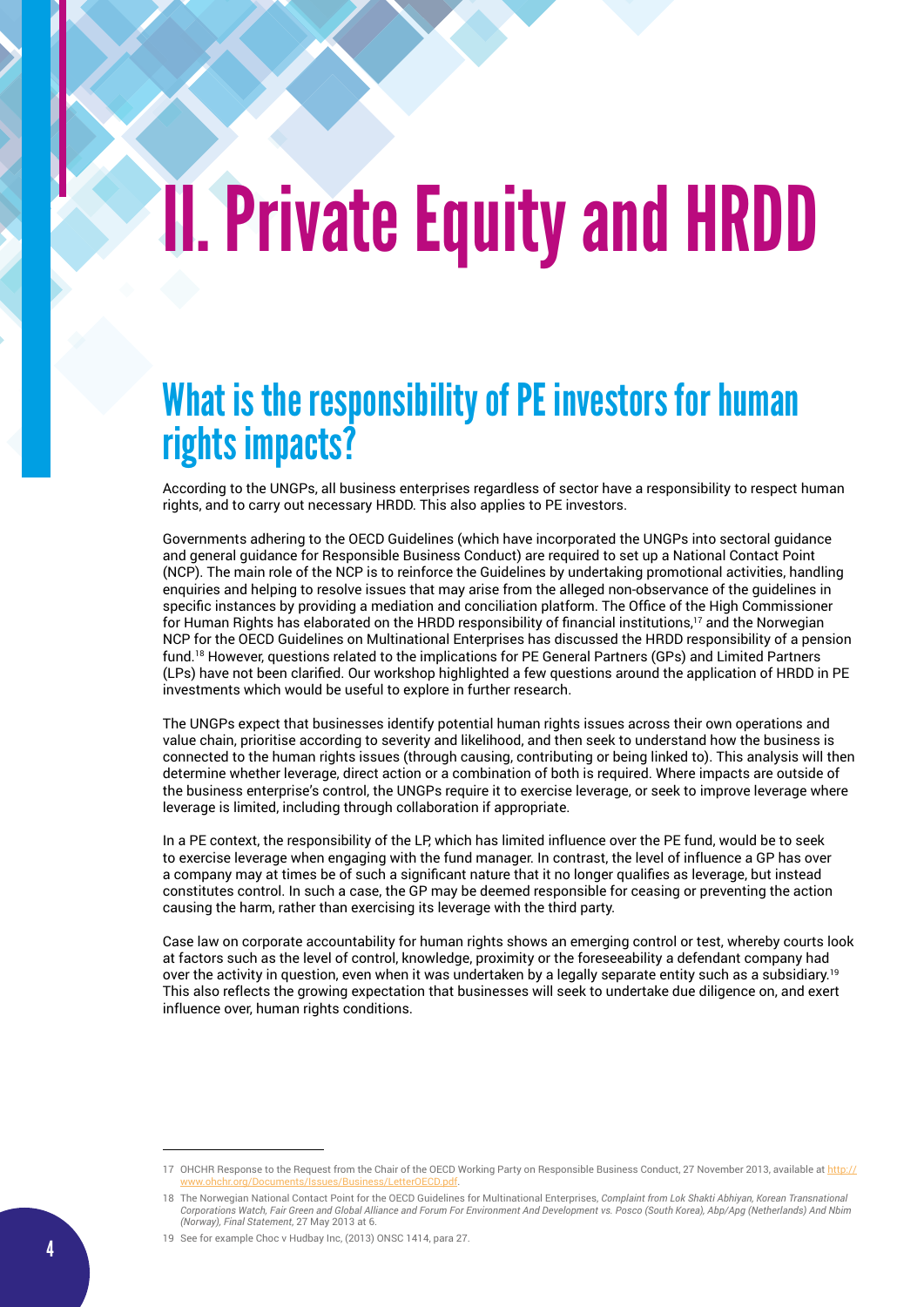# II. Private Equity and HRDD

## What is the responsibility of PE investors for human rights impacts?

According to the UNGPs, all business enterprises regardless of sector have a responsibility to respect human rights, and to carry out necessary HRDD. This also applies to PE investors.

Governments adhering to the OECD Guidelines (which have incorporated the UNGPs into sectoral guidance and general guidance for Responsible Business Conduct) are required to set up a National Contact Point (NCP). The main role of the NCP is to reinforce the Guidelines by undertaking promotional activities, handling enquiries and helping to resolve issues that may arise from the alleged non-observance of the guidelines in specific instances by providing a mediation and conciliation platform. The Office of the High Commissioner for Human Rights has elaborated on the HRDD responsibility of financial institutions,[17] and the Norwegian NCP for the OECD Guidelines on Multinational Enterprises has discussed the HRDD responsibility of a pension fund.[18] However, questions related to the implications for PE General Partners (GPs) and Limited Partners (LPs) have not been clarified. Our workshop highlighted a few questions around the application of HRDD in PE investments which would be useful to explore in further research.

The UNGPs expect that businesses identify potential human rights issues across their own operations and value chain, prioritise according to severity and likelihood, and then seek to understand how the business is connected to the human rights issues (through causing, contributing or being linked to). This analysis will then determine whether leverage, direct action or a combination of both is required. Where impacts are outside of the business enterprise's control, the UNGPs require it to exercise leverage, or seek to improve leverage where leverage is limited, including through collaboration if appropriate.

In a PE context, the responsibility of the LP, which has limited influence over the PE fund, would be to seek to exercise leverage when engaging with the fund manager. In contrast, the level of influence a GP has over a company may at times be of such a significant nature that it no longer qualifies as leverage, but instead constitutes control. In such a case, the GP may be deemed responsible for ceasing or preventing the action causing the harm, rather than exercising its leverage with the third party.

Case law on corporate accountability for human rights shows an emerging control or test, whereby courts look at factors such as the level of control, knowledge, proximity or the foreseeability a defendant company had over the activity in question, even when it was undertaken by a legally separate entity such as a subsidiary.[19] This also reflects the growing expectation that businesses will seek to undertake due diligence on, and exert influence over, human rights conditions.

---

17 OHCHR Response to the Request from the Chair of the OECD Working Party on Responsible Business Conduct, 27 November 2013, available at http://www.ohchr.org/Documents/Issues/Business/LetterOECD.pdf.

18 The Norwegian National Contact Point for the OECD Guidelines for Multinational Enterprises, *Complaint from Lok Shakti Abhiyan, Korean Transnational Corporations Watch, Fair Green and Global Alliance and Forum For Environment And Development vs. Posco (South Korea), Abp/Apg (Netherlands) And Nbim (Norway), Final Statement*, 27 May 2013 at 6.

19 See for example Choc v Hudbay Inc, (2013) ONSC 1414, para 27.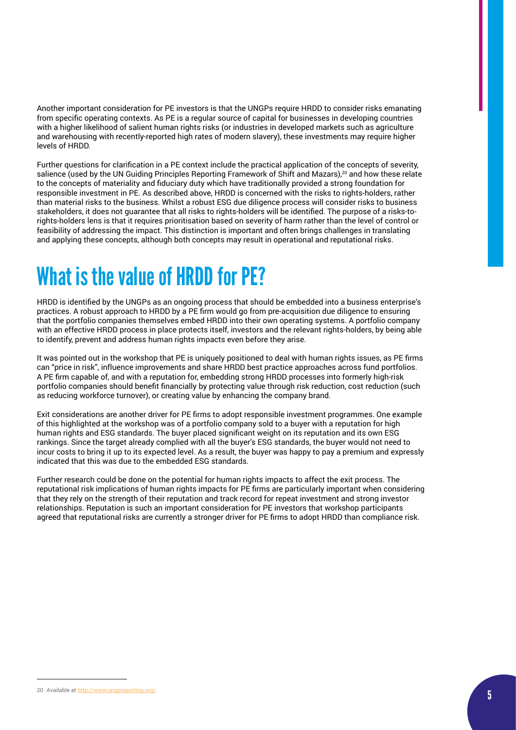Another important consideration for PE investors is that the UNGPs require HRDD to consider risks emanating from specific operating contexts. As PE is a regular source of capital for businesses in developing countries with a higher likelihood of salient human rights risks (or industries in developed markets such as agriculture and warehousing with recently-reported high rates of modern slavery), these investments may require higher levels of HRDD.

Further questions for clarification in a PE context include the practical application of the concepts of severity, salience (used by the UN Guiding Principles Reporting Framework of Shift and Mazars),[20] and how these relate to the concepts of materiality and fiduciary duty which have traditionally provided a strong foundation for responsible investment in PE. As described above, HRDD is concerned with the risks to rights-holders, rather than material risks to the business. Whilst a robust ESG due diligence process will consider risks to business stakeholders, it does not guarantee that all risks to rights-holders will be identified. The purpose of a risks-to-rights-holders lens is that it requires prioritisation based on severity of harm rather than the level of control or feasibility of addressing the impact. This distinction is important and often brings challenges in translating and applying these concepts, although both concepts may result in operational and reputational risks.

# What is the value of HRDD for PE?

HRDD is identified by the UNGPs as an ongoing process that should be embedded into a business enterprise's practices. A robust approach to HRDD by a PE firm would go from pre-acquisition due diligence to ensuring that the portfolio companies themselves embed HRDD into their own operating systems. A portfolio company with an effective HRDD process in place protects itself, investors and the relevant rights-holders, by being able to identify, prevent and address human rights impacts even before they arise.

It was pointed out in the workshop that PE is uniquely positioned to deal with human rights issues, as PE firms can "price in risk", influence improvements and share HRDD best practice approaches across fund portfolios. A PE firm capable of, and with a reputation for, embedding strong HRDD processes into formerly high-risk portfolio companies should benefit financially by protecting value through risk reduction, cost reduction (such as reducing workforce turnover), or creating value by enhancing the company brand.

Exit considerations are another driver for PE firms to adopt responsible investment programmes. One example of this highlighted at the workshop was of a portfolio company sold to a buyer with a reputation for high human rights and ESG standards. The buyer placed significant weight on its reputation and its own ESG rankings. Since the target already complied with all the buyer's ESG standards, the buyer would not need to incur costs to bring it up to its expected level. As a result, the buyer was happy to pay a premium and expressly indicated that this was due to the embedded ESG standards.

Further research could be done on the potential for human rights impacts to affect the exit process. The reputational risk implications of human rights impacts for PE firms are particularly important when considering that they rely on the strength of their reputation and track record for repeat investment and strong investor relationships. Reputation is such an important consideration for PE investors that workshop participants agreed that reputational risks are currently a stronger driver for PE firms to adopt HRDD than compliance risk.

---

20 Available at http://www.ungpreporting.org/.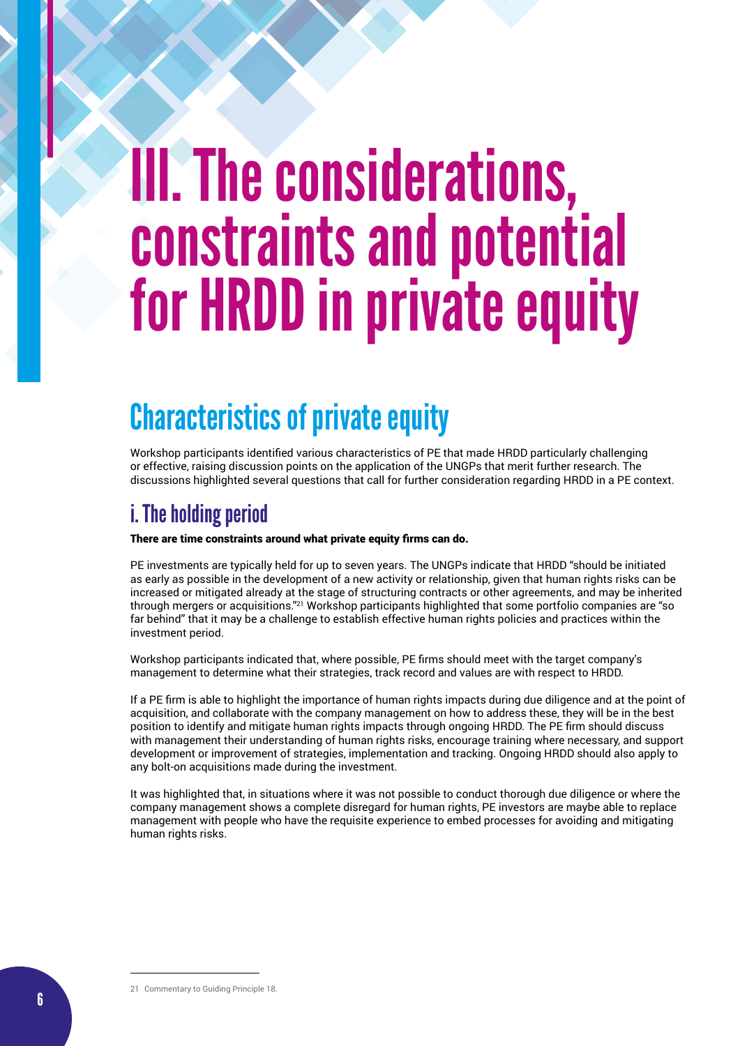# III. The considerations, constraints and potential for HRDD in private equity

## Characteristics of private equity

Workshop participants identified various characteristics of PE that made HRDD particularly challenging or effective, raising discussion points on the application of the UNGPs that merit further research. The discussions highlighted several questions that call for further consideration regarding HRDD in a PE context.

### i. The holding period

**There are time constraints around what private equity firms can do.**

PE investments are typically held for up to seven years. The UNGPs indicate that HRDD "should be initiated as early as possible in the development of a new activity or relationship, given that human rights risks can be increased or mitigated already at the stage of structuring contracts or other agreements, and may be inherited through mergers or acquisitions."[21] Workshop participants highlighted that some portfolio companies are "so far behind" that it may be a challenge to establish effective human rights policies and practices within the investment period.

Workshop participants indicated that, where possible, PE firms should meet with the target company's management to determine what their strategies, track record and values are with respect to HRDD.

If a PE firm is able to highlight the importance of human rights impacts during due diligence and at the point of acquisition, and collaborate with the company management on how to address these, they will be in the best position to identify and mitigate human rights impacts through ongoing HRDD. The PE firm should discuss with management their understanding of human rights risks, encourage training where necessary, and support development or improvement of strategies, implementation and tracking. Ongoing HRDD should also apply to any bolt-on acquisitions made during the investment.

It was highlighted that, in situations where it was not possible to conduct thorough due diligence or where the company management shows a complete disregard for human rights, PE investors are maybe able to replace management with people who have the requisite experience to embed processes for avoiding and mitigating human rights risks.

---

21 Commentary to Guiding Principle 18.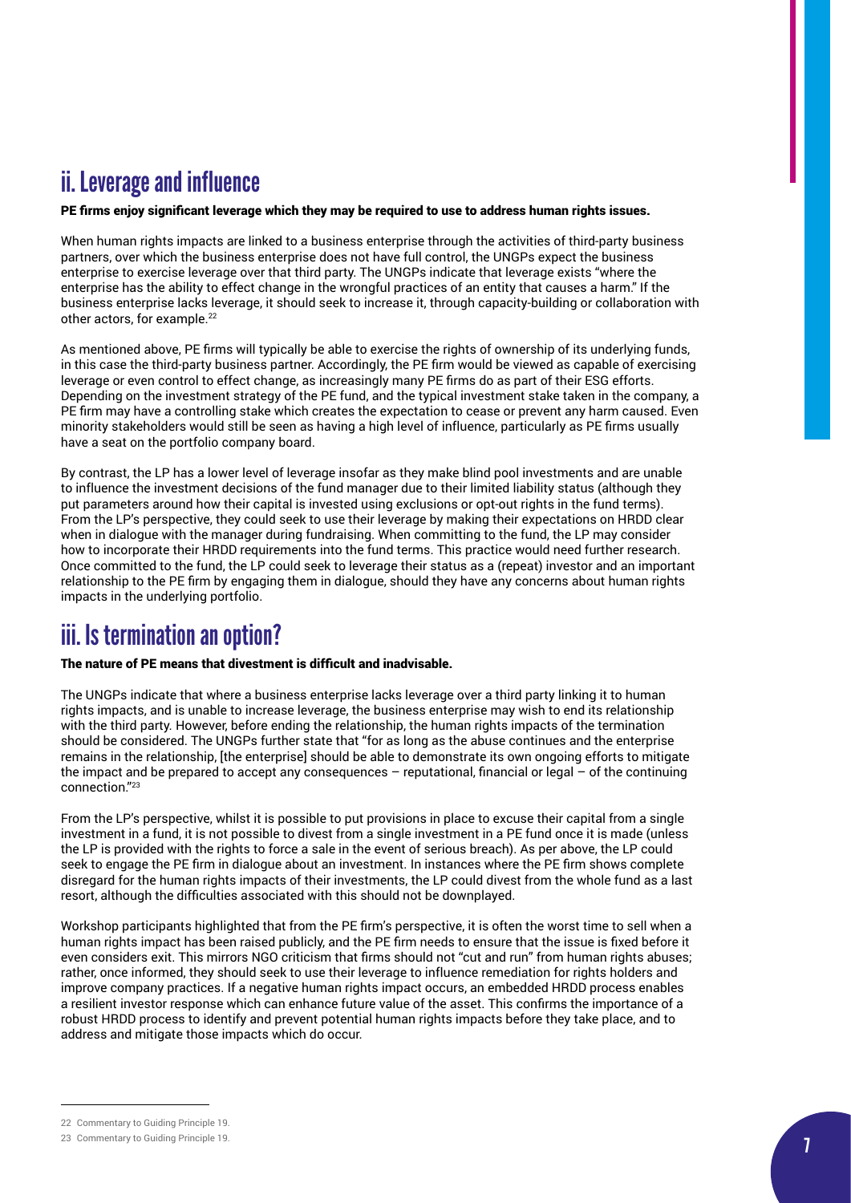## ii. Leverage and influence

**PE firms enjoy significant leverage which they may be required to use to address human rights issues.**

When human rights impacts are linked to a business enterprise through the activities of third-party business partners, over which the business enterprise does not have full control, the UNGPs expect the business enterprise to exercise leverage over that third party. The UNGPs indicate that leverage exists "where the enterprise has the ability to effect change in the wrongful practices of an entity that causes a harm." If the business enterprise lacks leverage, it should seek to increase it, through capacity-building or collaboration with other actors, for example.[22]

As mentioned above, PE firms will typically be able to exercise the rights of ownership of its underlying funds, in this case the third-party business partner. Accordingly, the PE firm would be viewed as capable of exercising leverage or even control to effect change, as increasingly many PE firms do as part of their ESG efforts. Depending on the investment strategy of the PE fund, and the typical investment stake taken in the company, a PE firm may have a controlling stake which creates the expectation to cease or prevent any harm caused. Even minority stakeholders would still be seen as having a high level of influence, particularly as PE firms usually have a seat on the portfolio company board.

By contrast, the LP has a lower level of leverage insofar as they make blind pool investments and are unable to influence the investment decisions of the fund manager due to their limited liability status (although they put parameters around how their capital is invested using exclusions or opt-out rights in the fund terms). From the LP's perspective, they could seek to use their leverage by making their expectations on HRDD clear when in dialogue with the manager during fundraising. When committing to the fund, the LP may consider how to incorporate their HRDD requirements into the fund terms. This practice would need further research. Once committed to the fund, the LP could seek to leverage their status as a (repeat) investor and an important relationship to the PE firm by engaging them in dialogue, should they have any concerns about human rights impacts in the underlying portfolio.

## iii. Is termination an option?

**The nature of PE means that divestment is difficult and inadvisable.**

The UNGPs indicate that where a business enterprise lacks leverage over a third party linking it to human rights impacts, and is unable to increase leverage, the business enterprise may wish to end its relationship with the third party. However, before ending the relationship, the human rights impacts of the termination should be considered. The UNGPs further state that "for as long as the abuse continues and the enterprise remains in the relationship, [the enterprise] should be able to demonstrate its own ongoing efforts to mitigate the impact and be prepared to accept any consequences – reputational, financial or legal – of the continuing connection."[23]

From the LP's perspective, whilst it is possible to put provisions in place to excuse their capital from a single investment in a fund, it is not possible to divest from a single investment in a PE fund once it is made (unless the LP is provided with the rights to force a sale in the event of serious breach). As per above, the LP could seek to engage the PE firm in dialogue about an investment. In instances where the PE firm shows complete disregard for the human rights impacts of their investments, the LP could divest from the whole fund as a last resort, although the difficulties associated with this should not be downplayed.

Workshop participants highlighted that from the PE firm's perspective, it is often the worst time to sell when a human rights impact has been raised publicly, and the PE firm needs to ensure that the issue is fixed before it even considers exit. This mirrors NGO criticism that firms should not "cut and run" from human rights abuses; rather, once informed, they should seek to use their leverage to influence remediation for rights holders and improve company practices. If a negative human rights impact occurs, an embedded HRDD process enables a resilient investor response which can enhance future value of the asset. This confirms the importance of a robust HRDD process to identify and prevent potential human rights impacts before they take place, and to address and mitigate those impacts which do occur.

---

22 Commentary to Guiding Principle 19.

23 Commentary to Guiding Principle 19.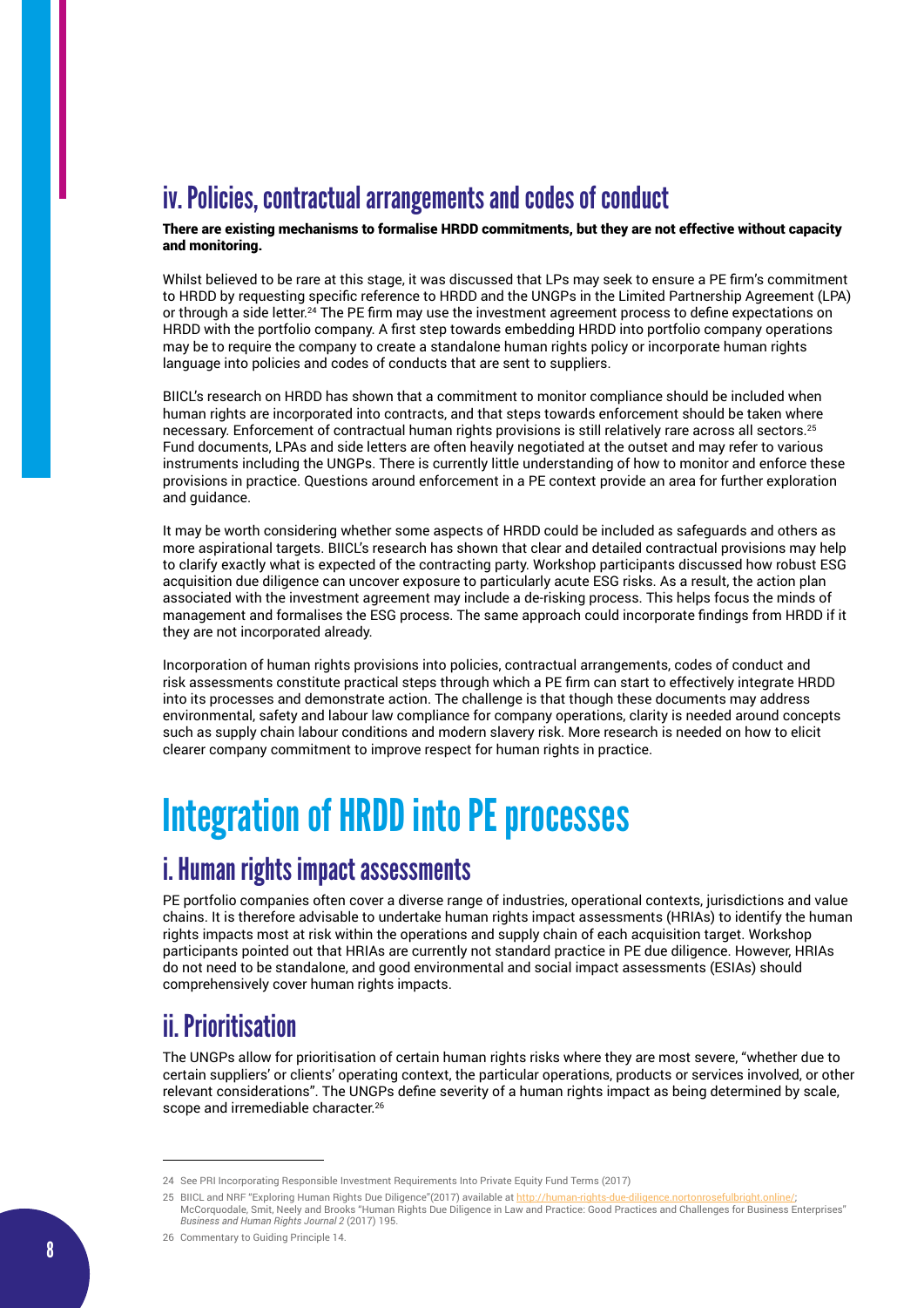### iv. Policies, contractual arrangements and codes of conduct

**There are existing mechanisms to formalise HRDD commitments, but they are not effective without capacity and monitoring.**

Whilst believed to be rare at this stage, it was discussed that LPs may seek to ensure a PE firm's commitment to HRDD by requesting specific reference to HRDD and the UNGPs in the Limited Partnership Agreement (LPA) or through a side letter.[24] The PE firm may use the investment agreement process to define expectations on HRDD with the portfolio company. A first step towards embedding HRDD into portfolio company operations may be to require the company to create a standalone human rights policy or incorporate human rights language into policies and codes of conducts that are sent to suppliers.

BIICL's research on HRDD has shown that a commitment to monitor compliance should be included when human rights are incorporated into contracts, and that steps towards enforcement should be taken where necessary. Enforcement of contractual human rights provisions is still relatively rare across all sectors.[25] Fund documents, LPAs and side letters are often heavily negotiated at the outset and may refer to various instruments including the UNGPs. There is currently little understanding of how to monitor and enforce these provisions in practice. Questions around enforcement in a PE context provide an area for further exploration and guidance.

It may be worth considering whether some aspects of HRDD could be included as safeguards and others as more aspirational targets. BIICL's research has shown that clear and detailed contractual provisions may help to clarify exactly what is expected of the contracting party. Workshop participants discussed how robust ESG acquisition due diligence can uncover exposure to particularly acute ESG risks. As a result, the action plan associated with the investment agreement may include a de-risking process. This helps focus the minds of management and formalises the ESG process. The same approach could incorporate findings from HRDD if it they are not incorporated already.

Incorporation of human rights provisions into policies, contractual arrangements, codes of conduct and risk assessments constitute practical steps through which a PE firm can start to effectively integrate HRDD into its processes and demonstrate action. The challenge is that though these documents may address environmental, safety and labour law compliance for company operations, clarity is needed around concepts such as supply chain labour conditions and modern slavery risk. More research is needed on how to elicit clearer company commitment to improve respect for human rights in practice.

## Integration of HRDD into PE processes

### i. Human rights impact assessments

PE portfolio companies often cover a diverse range of industries, operational contexts, jurisdictions and value chains. It is therefore advisable to undertake human rights impact assessments (HRIAs) to identify the human rights impacts most at risk within the operations and supply chain of each acquisition target. Workshop participants pointed out that HRIAs are currently not standard practice in PE due diligence. However, HRIAs do not need to be standalone, and good environmental and social impact assessments (ESIAs) should comprehensively cover human rights impacts.

### ii. Prioritisation

The UNGPs allow for prioritisation of certain human rights risks where they are most severe, "whether due to certain suppliers' or clients' operating context, the particular operations, products or services involved, or other relevant considerations". The UNGPs define severity of a human rights impact as being determined by scale, scope and irremediable character.[26]

---

24 See PRI Incorporating Responsible Investment Requirements Into Private Equity Fund Terms (2017)

25 BIICL and NRF "Exploring Human Rights Due Diligence"(2017) available at http://human-rights-due-diligence.nortonrosefulbright.online/; McCorquodale, Smit, Neely and Brooks "Human Rights Due Diligence in Law and Practice: Good Practices and Challenges for Business Enterprises" *Business and Human Rights Journal 2* (2017) 195.

26 Commentary to Guiding Principle 14.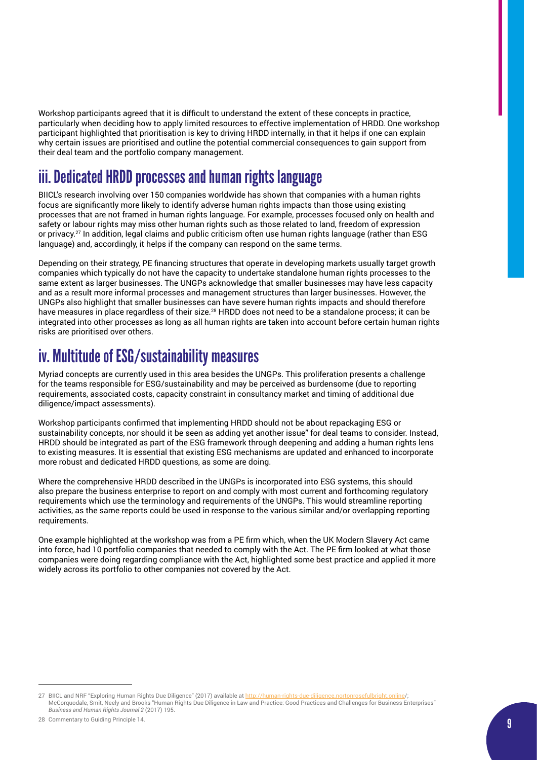Workshop participants agreed that it is difficult to understand the extent of these concepts in practice, particularly when deciding how to apply limited resources to effective implementation of HRDD. One workshop participant highlighted that prioritisation is key to driving HRDD internally, in that it helps if one can explain why certain issues are prioritised and outline the potential commercial consequences to gain support from their deal team and the portfolio company management.

## iii. Dedicated HRDD processes and human rights language

BIICL's research involving over 150 companies worldwide has shown that companies with a human rights focus are significantly more likely to identify adverse human rights impacts than those using existing processes that are not framed in human rights language. For example, processes focused only on health and safety or labour rights may miss other human rights such as those related to land, freedom of expression or privacy.[27] In addition, legal claims and public criticism often use human rights language (rather than ESG language) and, accordingly, it helps if the company can respond on the same terms.

Depending on their strategy, PE financing structures that operate in developing markets usually target growth companies which typically do not have the capacity to undertake standalone human rights processes to the same extent as larger businesses. The UNGPs acknowledge that smaller businesses may have less capacity and as a result more informal processes and management structures than larger businesses. However, the UNGPs also highlight that smaller businesses can have severe human rights impacts and should therefore have measures in place regardless of their size.[28] HRDD does not need to be a standalone process; it can be integrated into other processes as long as all human rights are taken into account before certain human rights risks are prioritised over others.

## iv. Multitude of ESG/sustainability measures

Myriad concepts are currently used in this area besides the UNGPs. This proliferation presents a challenge for the teams responsible for ESG/sustainability and may be perceived as burdensome (due to reporting requirements, associated costs, capacity constraint in consultancy market and timing of additional due diligence/impact assessments).

Workshop participants confirmed that implementing HRDD should not be about repackaging ESG or sustainability concepts, nor should it be seen as adding yet another issue" for deal teams to consider. Instead, HRDD should be integrated as part of the ESG framework through deepening and adding a human rights lens to existing measures. It is essential that existing ESG mechanisms are updated and enhanced to incorporate more robust and dedicated HRDD questions, as some are doing.

Where the comprehensive HRDD described in the UNGPs is incorporated into ESG systems, this should also prepare the business enterprise to report on and comply with most current and forthcoming regulatory requirements which use the terminology and requirements of the UNGPs. This would streamline reporting activities, as the same reports could be used in response to the various similar and/or overlapping reporting requirements.

One example highlighted at the workshop was from a PE firm which, when the UK Modern Slavery Act came into force, had 10 portfolio companies that needed to comply with the Act. The PE firm looked at what those companies were doing regarding compliance with the Act, highlighted some best practice and applied it more widely across its portfolio to other companies not covered by the Act.

---

27 BIICL and NRF "Exploring Human Rights Due Diligence" (2017) available at http://human-rights-due-diligence.nortonrosefulbright.online/; McCorquodale, Smit, Neely and Brooks "Human Rights Due Diligence in Law and Practice: Good Practices and Challenges for Business Enterprises" *Business and Human Rights Journal 2* (2017) 195.

28 Commentary to Guiding Principle 14.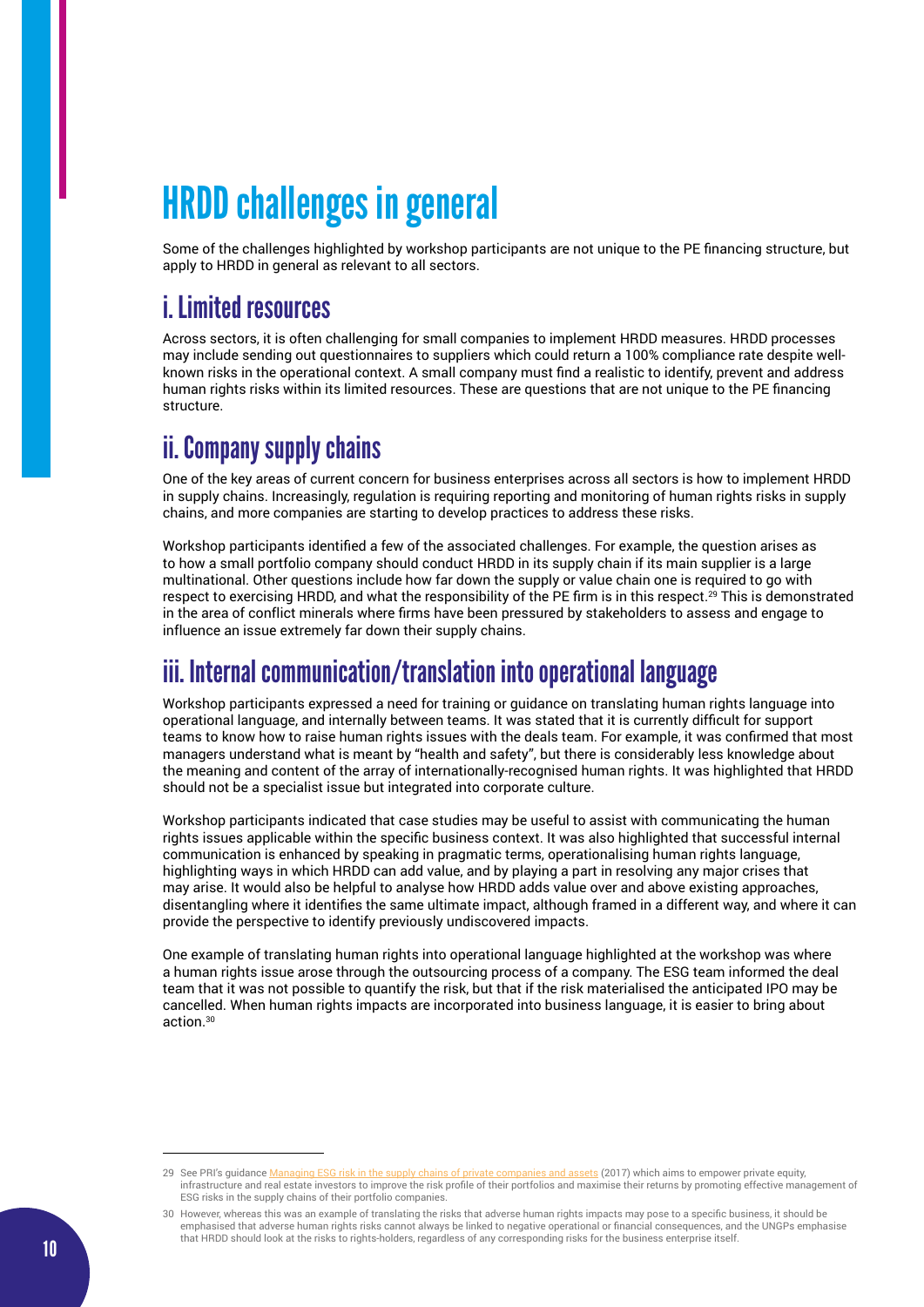# HRDD challenges in general

Some of the challenges highlighted by workshop participants are not unique to the PE financing structure, but apply to HRDD in general as relevant to all sectors.

## i. Limited resources

Across sectors, it is often challenging for small companies to implement HRDD measures. HRDD processes may include sending out questionnaires to suppliers which could return a 100% compliance rate despite well-known risks in the operational context. A small company must find a realistic to identify, prevent and address human rights risks within its limited resources. These are questions that are not unique to the PE financing structure.

## ii. Company supply chains

One of the key areas of current concern for business enterprises across all sectors is how to implement HRDD in supply chains. Increasingly, regulation is requiring reporting and monitoring of human rights risks in supply chains, and more companies are starting to develop practices to address these risks.

Workshop participants identified a few of the associated challenges. For example, the question arises as to how a small portfolio company should conduct HRDD in its supply chain if its main supplier is a large multinational. Other questions include how far down the supply or value chain one is required to go with respect to exercising HRDD, and what the responsibility of the PE firm is in this respect.[29] This is demonstrated in the area of conflict minerals where firms have been pressured by stakeholders to assess and engage to influence an issue extremely far down their supply chains.

## iii. Internal communication/translation into operational language

Workshop participants expressed a need for training or guidance on translating human rights language into operational language, and internally between teams. It was stated that it is currently difficult for support teams to know how to raise human rights issues with the deals team. For example, it was confirmed that most managers understand what is meant by "health and safety", but there is considerably less knowledge about the meaning and content of the array of internationally-recognised human rights. It was highlighted that HRDD should not be a specialist issue but integrated into corporate culture.

Workshop participants indicated that case studies may be useful to assist with communicating the human rights issues applicable within the specific business context. It was also highlighted that successful internal communication is enhanced by speaking in pragmatic terms, operationalising human rights language, highlighting ways in which HRDD can add value, and by playing a part in resolving any major crises that may arise. It would also be helpful to analyse how HRDD adds value over and above existing approaches, disentangling where it identifies the same ultimate impact, although framed in a different way, and where it can provide the perspective to identify previously undiscovered impacts.

One example of translating human rights into operational language highlighted at the workshop was where a human rights issue arose through the outsourcing process of a company. The ESG team informed the deal team that it was not possible to quantify the risk, but that if the risk materialised the anticipated IPO may be cancelled. When human rights impacts are incorporated into business language, it is easier to bring about action.[30]

---

29 See PRI's guidance Managing ESG risk in the supply chains of private companies and assets (2017) which aims to empower private equity, infrastructure and real estate investors to improve the risk profile of their portfolios and maximise their returns by promoting effective management of ESG risks in the supply chains of their portfolio companies.

30 However, whereas this was an example of translating the risks that adverse human rights impacts may pose to a specific business, it should be emphasised that adverse human rights risks cannot always be linked to negative operational or financial consequences, and the UNGPs emphasise that HRDD should look at the risks to rights-holders, regardless of any corresponding risks for the business enterprise itself.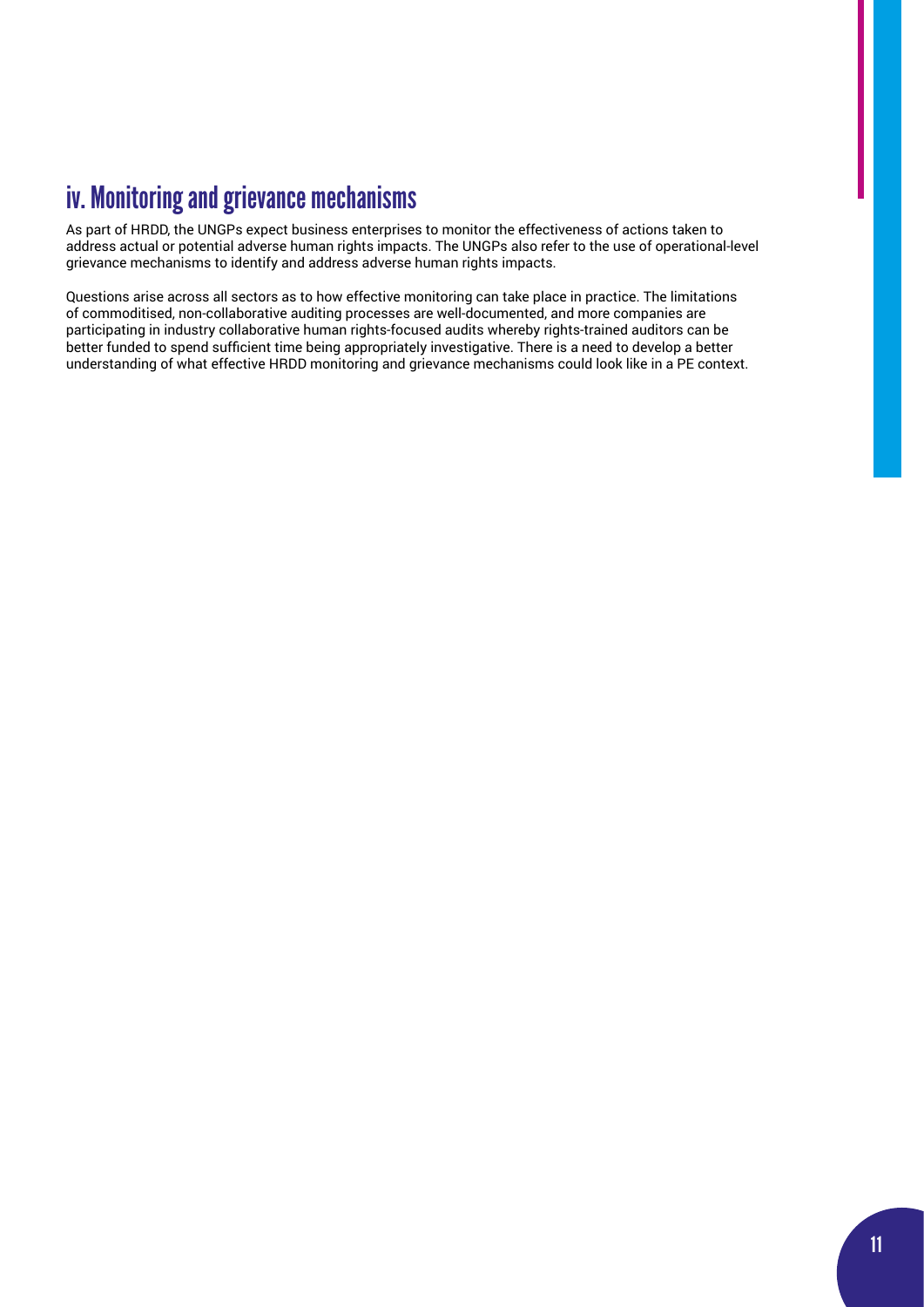## iv. Monitoring and grievance mechanisms

As part of HRDD, the UNGPs expect business enterprises to monitor the effectiveness of actions taken to address actual or potential adverse human rights impacts. The UNGPs also refer to the use of operational-level grievance mechanisms to identify and address adverse human rights impacts.

Questions arise across all sectors as to how effective monitoring can take place in practice. The limitations of commoditised, non-collaborative auditing processes are well-documented, and more companies are participating in industry collaborative human rights-focused audits whereby rights-trained auditors can be better funded to spend sufficient time being appropriately investigative. There is a need to develop a better understanding of what effective HRDD monitoring and grievance mechanisms could look like in a PE context.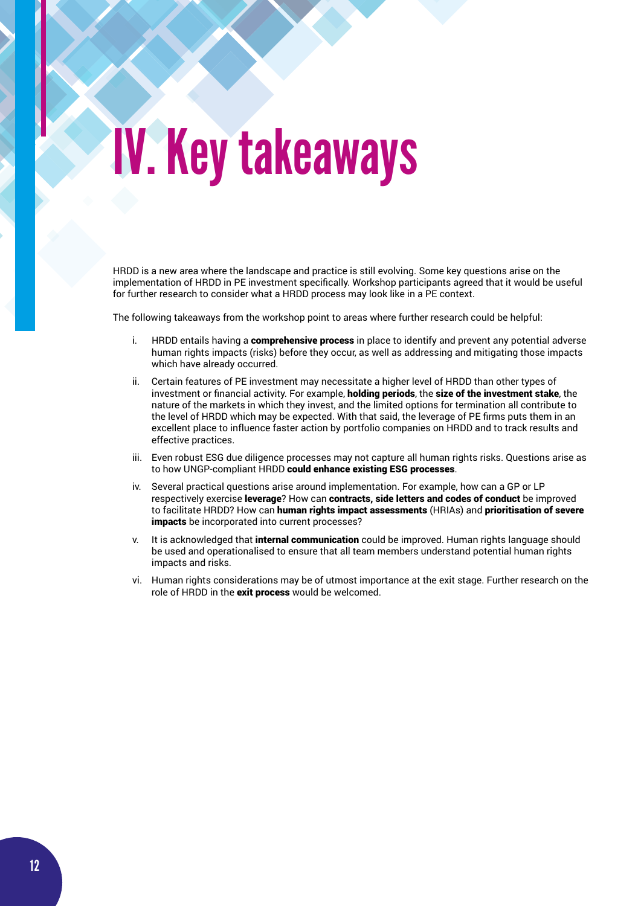# IV. Key takeaways

HRDD is a new area where the landscape and practice is still evolving. Some key questions arise on the implementation of HRDD in PE investment specifically. Workshop participants agreed that it would be useful for further research to consider what a HRDD process may look like in a PE context.

The following takeaways from the workshop point to areas where further research could be helpful:

i. HRDD entails having a **comprehensive process** in place to identify and prevent any potential adverse human rights impacts (risks) before they occur, as well as addressing and mitigating those impacts which have already occurred.

ii. Certain features of PE investment may necessitate a higher level of HRDD than other types of investment or financial activity. For example, **holding periods**, the **size of the investment stake**, the nature of the markets in which they invest, and the limited options for termination all contribute to the level of HRDD which may be expected. With that said, the leverage of PE firms puts them in an excellent place to influence faster action by portfolio companies on HRDD and to track results and effective practices.

iii. Even robust ESG due diligence processes may not capture all human rights risks. Questions arise as to how UNGP-compliant HRDD **could enhance existing ESG processes**.

iv. Several practical questions arise around implementation. For example, how can a GP or LP respectively exercise **leverage**? How can **contracts, side letters and codes of conduct** be improved to facilitate HRDD? How can **human rights impact assessments** (HRIAs) and **prioritisation of severe impacts** be incorporated into current processes?

v. It is acknowledged that **internal communication** could be improved. Human rights language should be used and operationalised to ensure that all team members understand potential human rights impacts and risks.

vi. Human rights considerations may be of utmost importance at the exit stage. Further research on the role of HRDD in the **exit process** would be welcomed.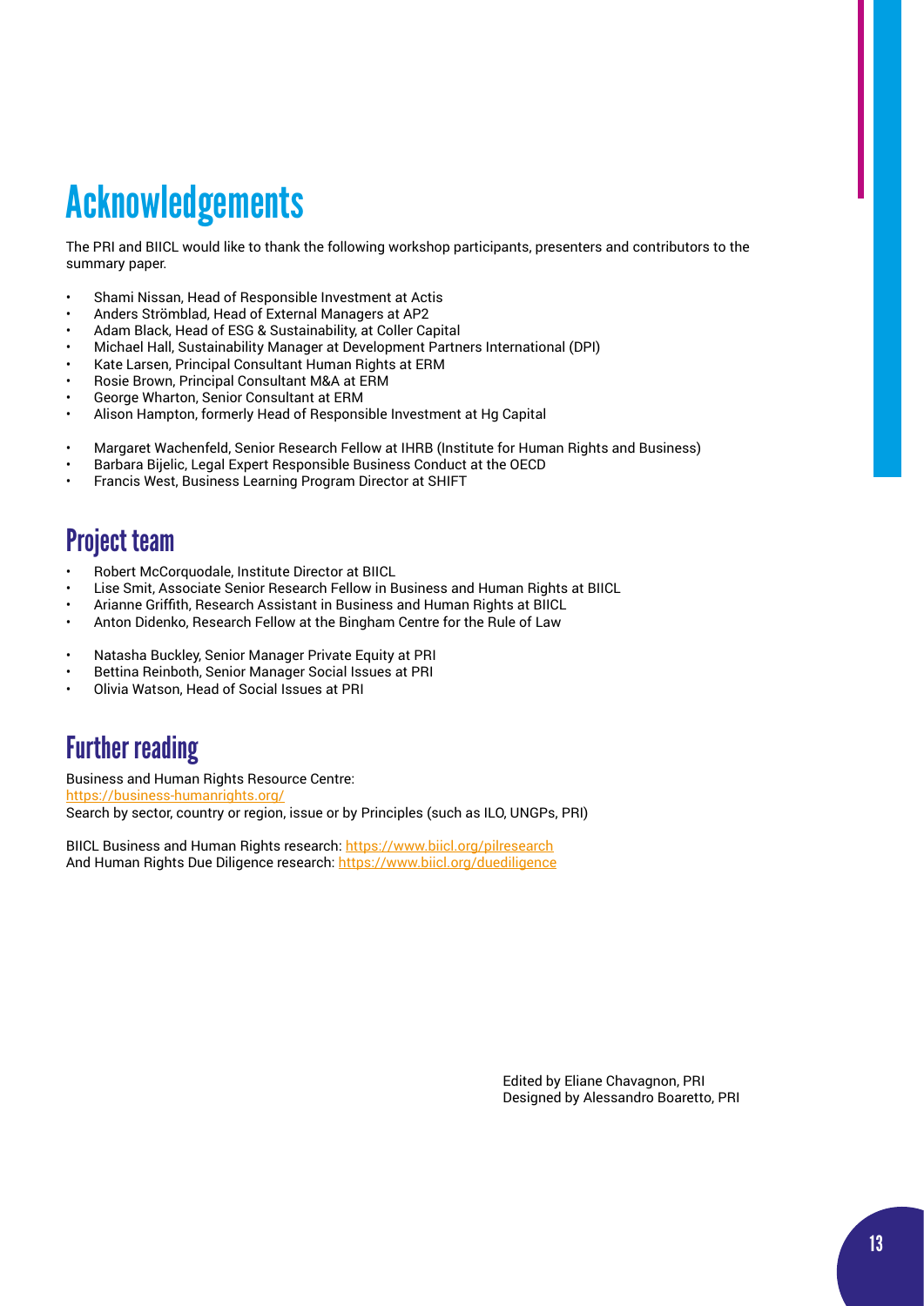# Acknowledgements

The PRI and BIICL would like to thank the following workshop participants, presenters and contributors to the summary paper.

- Shami Nissan, Head of Responsible Investment at Actis
- Anders Strömblad, Head of External Managers at AP2
- Adam Black, Head of ESG & Sustainability, at Coller Capital
- Michael Hall, Sustainability Manager at Development Partners International (DPI)
- Kate Larsen, Principal Consultant Human Rights at ERM
- Rosie Brown, Principal Consultant M&A at ERM
- George Wharton, Senior Consultant at ERM
- Alison Hampton, formerly Head of Responsible Investment at Hg Capital

- Margaret Wachenfeld, Senior Research Fellow at IHRB (Institute for Human Rights and Business)
- Barbara Bijelic, Legal Expert Responsible Business Conduct at the OECD
- Francis West, Business Learning Program Director at SHIFT

## Project team

- Robert McCorquodale, Institute Director at BIICL
- Lise Smit, Associate Senior Research Fellow in Business and Human Rights at BIICL
- Arianne Griffith, Research Assistant in Business and Human Rights at BIICL
- Anton Didenko, Research Fellow at the Bingham Centre for the Rule of Law

- Natasha Buckley, Senior Manager Private Equity at PRI
- Bettina Reinboth, Senior Manager Social Issues at PRI
- Olivia Watson, Head of Social Issues at PRI

## Further reading

Business and Human Rights Resource Centre:
https://business-humanrights.org/
Search by sector, country or region, issue or by Principles (such as ILO, UNGPs, PRI)

BIICL Business and Human Rights research: https://www.biicl.org/pilresearch
And Human Rights Due Diligence research: https://www.biicl.org/duediligence

Edited by Eliane Chavagnon, PRI
Designed by Alessandro Boaretto, PRI